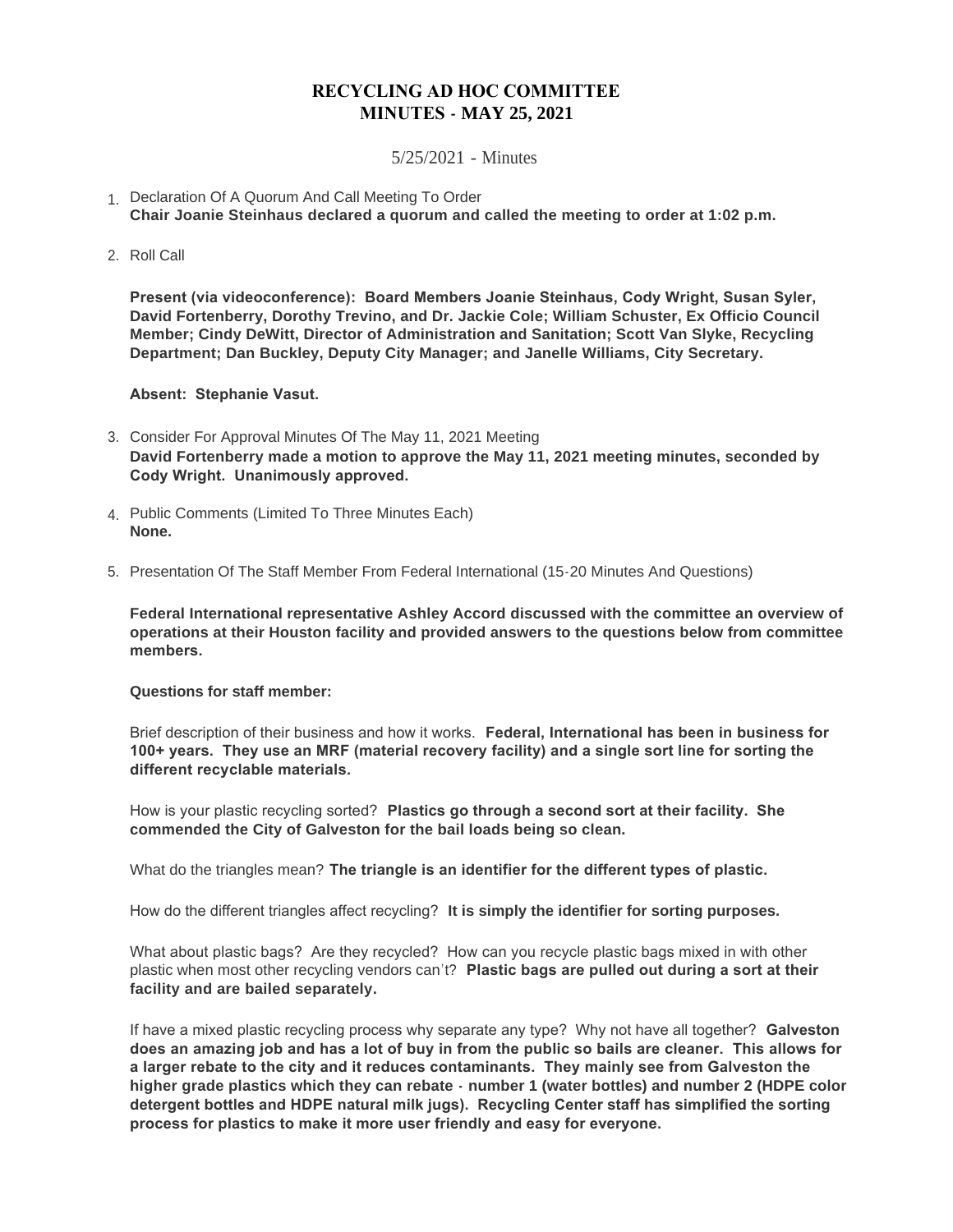# RECYCLING AD HOC COMMITTEE
## MINUTES - MAY 25, 2021

5/25/2021 - Minutes

1. Declaration Of A Quorum And Call Meeting To Order
**Chair Joanie Steinhaus declared a quorum and called the meeting to order at 1:02 p.m.**

2. Roll Call

**Present (via videoconference): Board Members Joanie Steinhaus, Cody Wright, Susan Syler, David Fortenberry, Dorothy Trevino, and Dr. Jackie Cole; William Schuster, Ex Officio Council Member; Cindy DeWitt, Director of Administration and Sanitation; Scott Van Slyke, Recycling Department; Dan Buckley, Deputy City Manager; and Janelle Williams, City Secretary.**

**Absent: Stephanie Vasut.**

3. Consider For Approval Minutes Of The May 11, 2021 Meeting
**David Fortenberry made a motion to approve the May 11, 2021 meeting minutes, seconded by Cody Wright. Unanimously approved.**

4. Public Comments (Limited To Three Minutes Each)
**None.**

5. Presentation Of The Staff Member From Federal International (15-20 Minutes And Questions)

**Federal International representative Ashley Accord discussed with the committee an overview of operations at their Houston facility and provided answers to the questions below from committee members.**

**Questions for staff member:**

Brief description of their business and how it works. **Federal, International has been in business for 100+ years. They use an MRF (material recovery facility) and a single sort line for sorting the different recyclable materials.**

How is your plastic recycling sorted? **Plastics go through a second sort at their facility. She commended the City of Galveston for the bail loads being so clean.**

What do the triangles mean? **The triangle is an identifier for the different types of plastic.**

How do the different triangles affect recycling? **It is simply the identifier for sorting purposes.**

What about plastic bags? Are they recycled? How can you recycle plastic bags mixed in with other plastic when most other recycling vendors can't? **Plastic bags are pulled out during a sort at their facility and are bailed separately.**

If have a mixed plastic recycling process why separate any type? Why not have all together? **Galveston does an amazing job and has a lot of buy in from the public so bails are cleaner. This allows for a larger rebate to the city and it reduces contaminants. They mainly see from Galveston the higher grade plastics which they can rebate - number 1 (water bottles) and number 2 (HDPE color detergent bottles and HDPE natural milk jugs). Recycling Center staff has simplified the sorting process for plastics to make it more user friendly and easy for everyone.**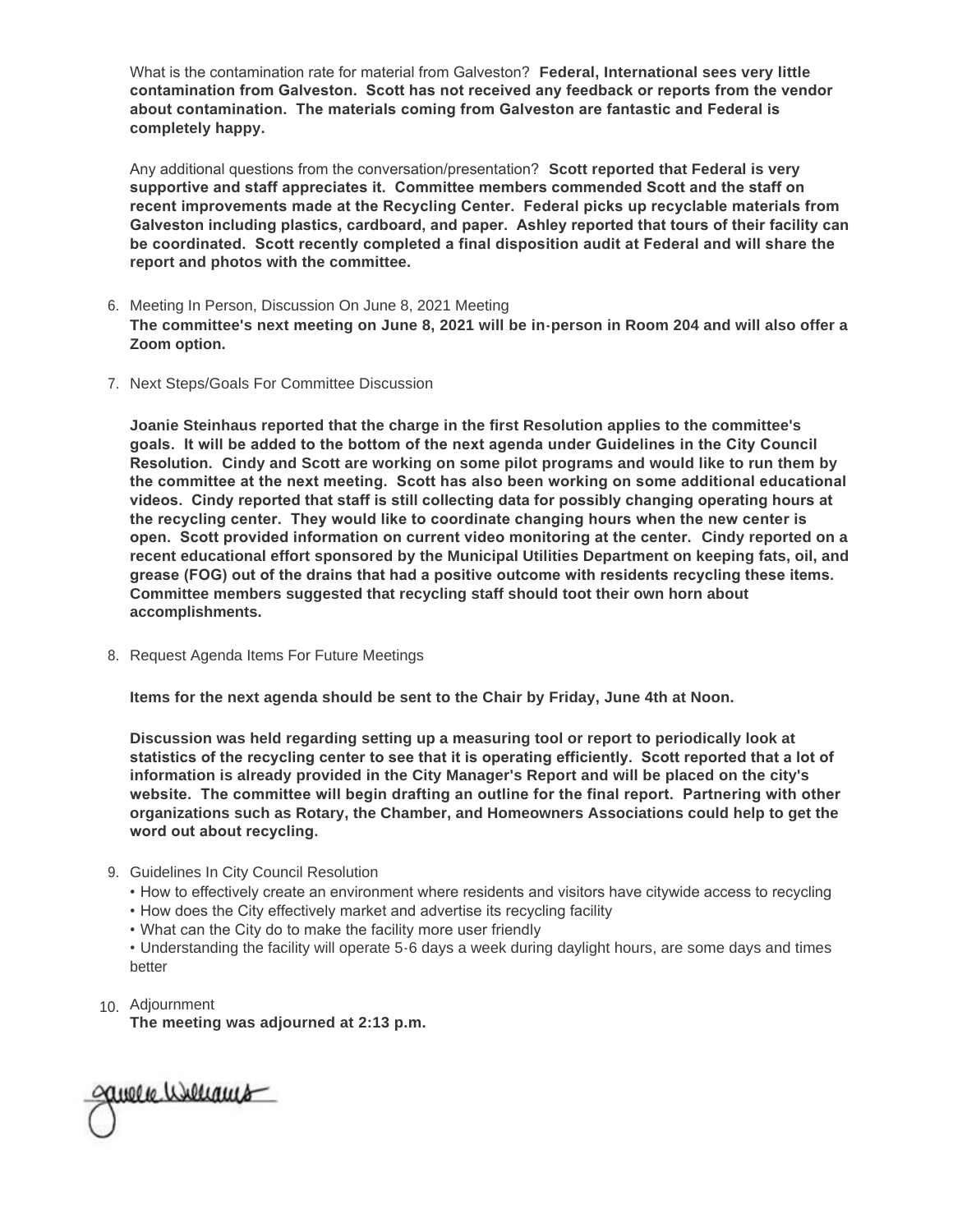What is the contamination rate for material from Galveston? **Federal, International sees very little contamination from Galveston. Scott has not received any feedback or reports from the vendor about contamination. The materials coming from Galveston are fantastic and Federal is completely happy.**

Any additional questions from the conversation/presentation? **Scott reported that Federal is very supportive and staff appreciates it. Committee members commended Scott and the staff on recent improvements made at the Recycling Center. Federal picks up recyclable materials from Galveston including plastics, cardboard, and paper. Ashley reported that tours of their facility can be coordinated. Scott recently completed a final disposition audit at Federal and will share the report and photos with the committee.**

6. Meeting In Person, Discussion On June 8, 2021 Meeting
   **The committee's next meeting on June 8, 2021 will be in-person in Room 204 and will also offer a Zoom option.**

7. Next Steps/Goals For Committee Discussion

   **Joanie Steinhaus reported that the charge in the first Resolution applies to the committee's goals. It will be added to the bottom of the next agenda under Guidelines in the City Council Resolution. Cindy and Scott are working on some pilot programs and would like to run them by the committee at the next meeting. Scott has also been working on some additional educational videos. Cindy reported that staff is still collecting data for possibly changing operating hours at the recycling center. They would like to coordinate changing hours when the new center is open. Scott provided information on current video monitoring at the center. Cindy reported on a recent educational effort sponsored by the Municipal Utilities Department on keeping fats, oil, and grease (FOG) out of the drains that had a positive outcome with residents recycling these items. Committee members suggested that recycling staff should toot their own horn about accomplishments.**

8. Request Agenda Items For Future Meetings

   **Items for the next agenda should be sent to the Chair by Friday, June 4th at Noon.**

   **Discussion was held regarding setting up a measuring tool or report to periodically look at statistics of the recycling center to see that it is operating efficiently. Scott reported that a lot of information is already provided in the City Manager's Report and will be placed on the city's website. The committee will begin drafting an outline for the final report. Partnering with other organizations such as Rotary, the Chamber, and Homeowners Associations could help to get the word out about recycling.**

9. Guidelines In City Council Resolution
   - How to effectively create an environment where residents and visitors have citywide access to recycling
   - How does the City effectively market and advertise its recycling facility
   - What can the City do to make the facility more user friendly
   - Understanding the facility will operate 5-6 days a week during daylight hours, are some days and times better

10. Adjournment
    **The meeting was adjourned at 2:13 p.m.**

Janelle Williams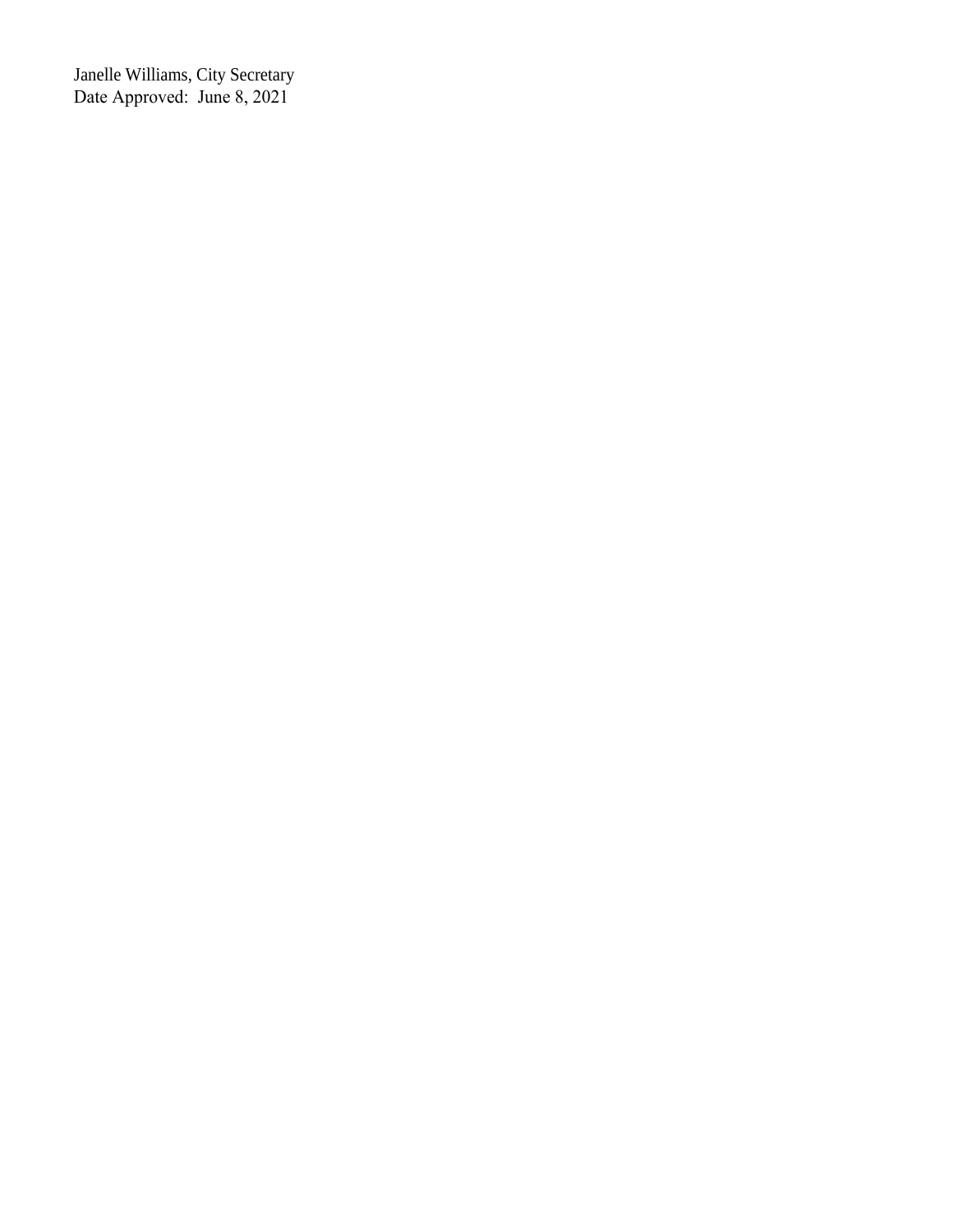Janelle Williams, City Secretary
Date Approved: June 8, 2021